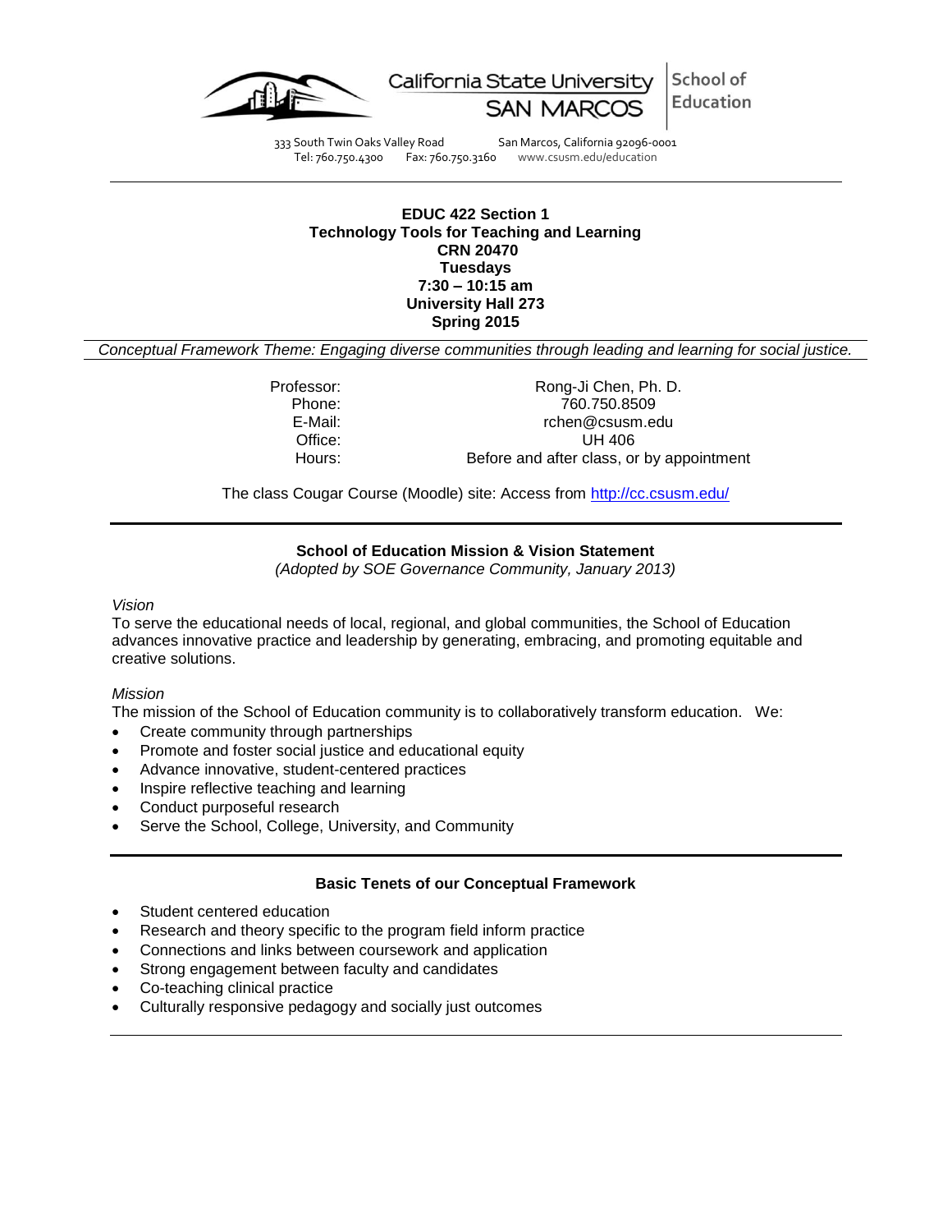California State University SAN MARCOS | School of Education

333 South Twin Oaks Valley Road San Marcos, California 92096-0001
Tel: 760.750.4300 Fax: 760.750.3160 www.csusm.edu/education

**EDUC 422 Section 1**
**Technology Tools for Teaching and Learning**
**CRN 20470**
**Tuesdays**
**7:30 – 10:15 am**
**University Hall 273**
**Spring 2015**

*Conceptual Framework Theme: Engaging diverse communities through leading and learning for social justice.*

Professor: Rong-Ji Chen, Ph. D.
Phone: 760.750.8509
E-Mail: rchen@csusm.edu
Office: UH 406
Hours: Before and after class, or by appointment

The class Cougar Course (Moodle) site: Access from http://cc.csusm.edu/

## School of Education Mission & Vision Statement

*(Adopted by SOE Governance Community, January 2013)*

*Vision*

To serve the educational needs of local, regional, and global communities, the School of Education advances innovative practice and leadership by generating, embracing, and promoting equitable and creative solutions.

*Mission*

The mission of the School of Education community is to collaboratively transform education. We:

- Create community through partnerships
- Promote and foster social justice and educational equity
- Advance innovative, student-centered practices
- Inspire reflective teaching and learning
- Conduct purposeful research
- Serve the School, College, University, and Community

## Basic Tenets of our Conceptual Framework

- Student centered education
- Research and theory specific to the program field inform practice
- Connections and links between coursework and application
- Strong engagement between faculty and candidates
- Co-teaching clinical practice
- Culturally responsive pedagogy and socially just outcomes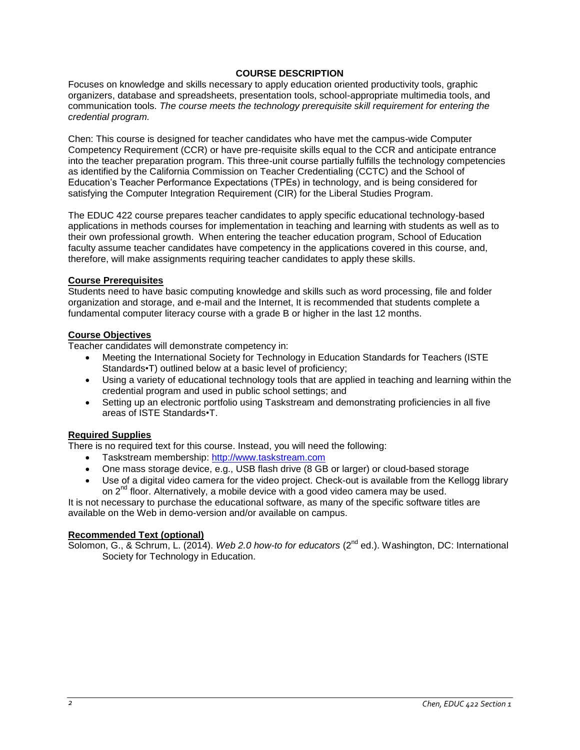## COURSE DESCRIPTION

Focuses on knowledge and skills necessary to apply education oriented productivity tools, graphic organizers, database and spreadsheets, presentation tools, school-appropriate multimedia tools, and communication tools. *The course meets the technology prerequisite skill requirement for entering the credential program.*

Chen: This course is designed for teacher candidates who have met the campus-wide Computer Competency Requirement (CCR) or have pre-requisite skills equal to the CCR and anticipate entrance into the teacher preparation program. This three-unit course partially fulfills the technology competencies as identified by the California Commission on Teacher Credentialing (CCTC) and the School of Education's Teacher Performance Expectations (TPEs) in technology, and is being considered for satisfying the Computer Integration Requirement (CIR) for the Liberal Studies Program.

The EDUC 422 course prepares teacher candidates to apply specific educational technology-based applications in methods courses for implementation in teaching and learning with students as well as to their own professional growth. When entering the teacher education program, School of Education faculty assume teacher candidates have competency in the applications covered in this course, and, therefore, will make assignments requiring teacher candidates to apply these skills.

### Course Prerequisites

Students need to have basic computing knowledge and skills such as word processing, file and folder organization and storage, and e-mail and the Internet, It is recommended that students complete a fundamental computer literacy course with a grade B or higher in the last 12 months.

### Course Objectives

Teacher candidates will demonstrate competency in:

- Meeting the International Society for Technology in Education Standards for Teachers (ISTE Standards•T) outlined below at a basic level of proficiency;
- Using a variety of educational technology tools that are applied in teaching and learning within the credential program and used in public school settings; and
- Setting up an electronic portfolio using Taskstream and demonstrating proficiencies in all five areas of ISTE Standards•T.

### Required Supplies

There is no required text for this course. Instead, you will need the following:

- Taskstream membership: http://www.taskstream.com
- One mass storage device, e.g., USB flash drive (8 GB or larger) or cloud-based storage
- Use of a digital video camera for the video project. Check-out is available from the Kellogg library on 2nd floor. Alternatively, a mobile device with a good video camera may be used.

It is not necessary to purchase the educational software, as many of the specific software titles are available on the Web in demo-version and/or available on campus.

### Recommended Text (optional)

Solomon, G., & Schrum, L. (2014). *Web 2.0 how-to for educators* (2nd ed.). Washington, DC: International Society for Technology in Education.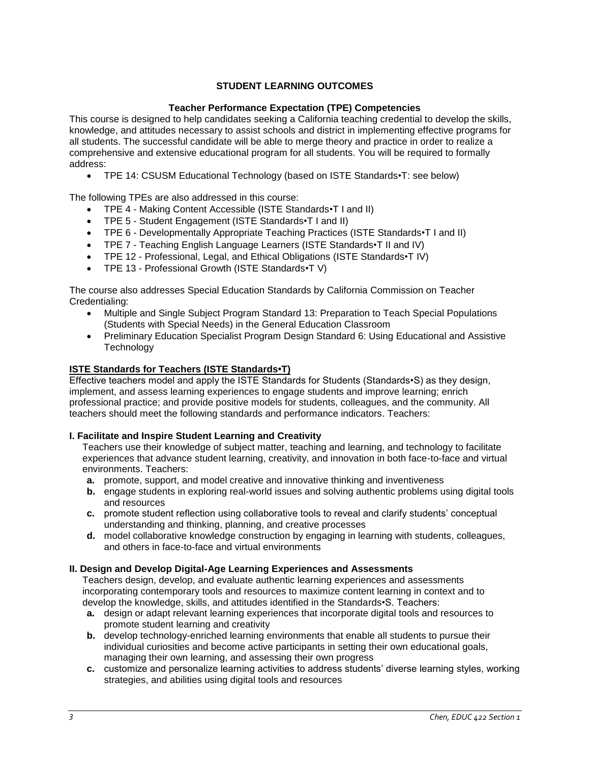## STUDENT LEARNING OUTCOMES

### Teacher Performance Expectation (TPE) Competencies

This course is designed to help candidates seeking a California teaching credential to develop the skills, knowledge, and attitudes necessary to assist schools and district in implementing effective programs for all students. The successful candidate will be able to merge theory and practice in order to realize a comprehensive and extensive educational program for all students. You will be required to formally address:

- TPE 14: CSUSM Educational Technology (based on ISTE Standards•T: see below)

The following TPEs are also addressed in this course:

- TPE 4 - Making Content Accessible (ISTE Standards•T I and II)
- TPE 5 - Student Engagement (ISTE Standards•T I and II)
- TPE 6 - Developmentally Appropriate Teaching Practices (ISTE Standards•T I and II)
- TPE 7 - Teaching English Language Learners (ISTE Standards•T II and IV)
- TPE 12 - Professional, Legal, and Ethical Obligations (ISTE Standards•T IV)
- TPE 13 - Professional Growth (ISTE Standards•T V)

The course also addresses Special Education Standards by California Commission on Teacher Credentialing:

- Multiple and Single Subject Program Standard 13: Preparation to Teach Special Populations (Students with Special Needs) in the General Education Classroom
- Preliminary Education Specialist Program Design Standard 6: Using Educational and Assistive Technology

**ISTE Standards for Teachers (ISTE Standards•T)**

Effective teachers model and apply the ISTE Standards for Students (Standards•S) as they design, implement, and assess learning experiences to engage students and improve learning; enrich professional practice; and provide positive models for students, colleagues, and the community. All teachers should meet the following standards and performance indicators. Teachers:

**I. Facilitate and Inspire Student Learning and Creativity**

Teachers use their knowledge of subject matter, teaching and learning, and technology to facilitate experiences that advance student learning, creativity, and innovation in both face-to-face and virtual environments. Teachers:

- **a.** promote, support, and model creative and innovative thinking and inventiveness
- **b.** engage students in exploring real-world issues and solving authentic problems using digital tools and resources
- **c.** promote student reflection using collaborative tools to reveal and clarify students' conceptual understanding and thinking, planning, and creative processes
- **d.** model collaborative knowledge construction by engaging in learning with students, colleagues, and others in face-to-face and virtual environments

**II. Design and Develop Digital-Age Learning Experiences and Assessments**

Teachers design, develop, and evaluate authentic learning experiences and assessments incorporating contemporary tools and resources to maximize content learning in context and to develop the knowledge, skills, and attitudes identified in the Standards•S. Teachers:

- **a.** design or adapt relevant learning experiences that incorporate digital tools and resources to promote student learning and creativity
- **b.** develop technology-enriched learning environments that enable all students to pursue their individual curiosities and become active participants in setting their own educational goals, managing their own learning, and assessing their own progress
- **c.** customize and personalize learning activities to address students' diverse learning styles, working strategies, and abilities using digital tools and resources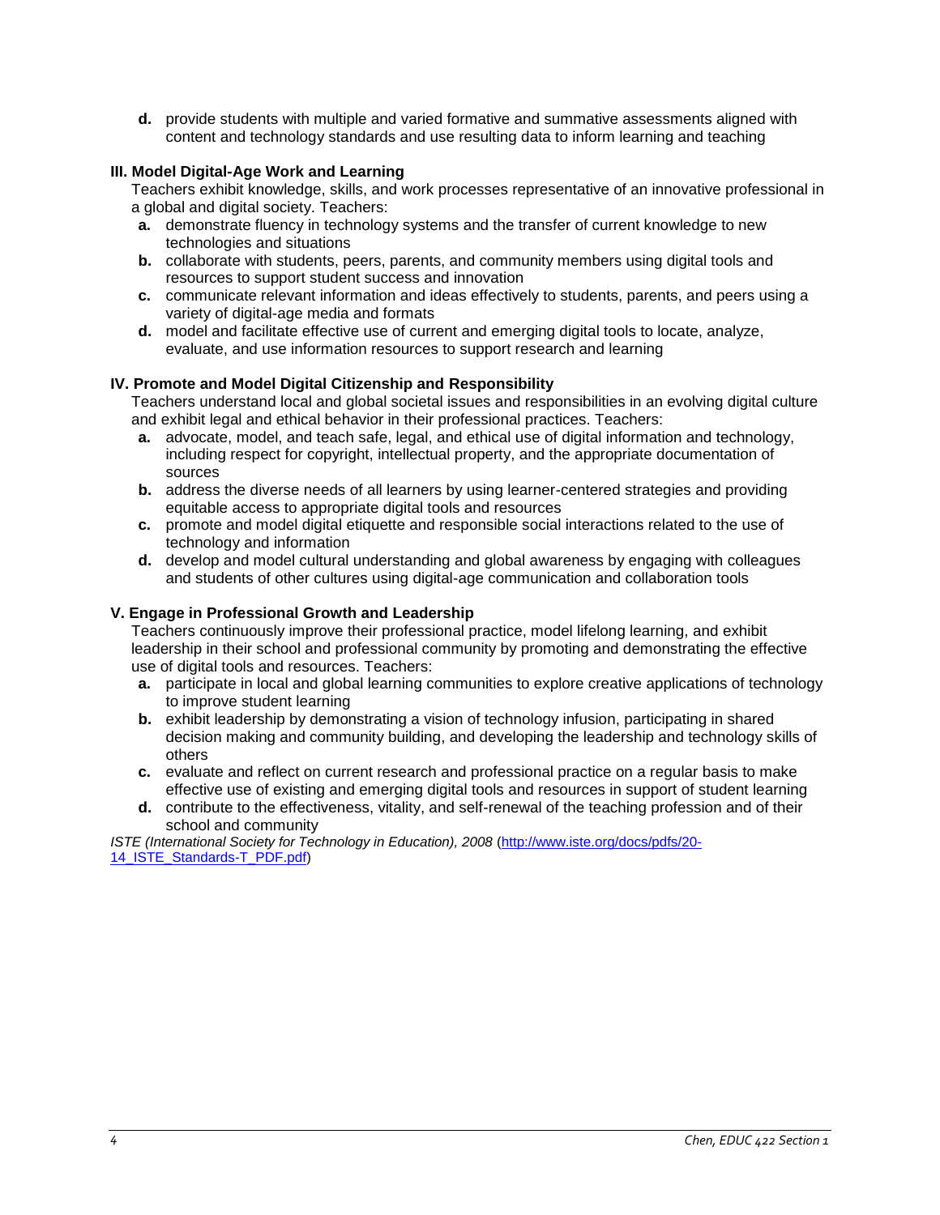**d.** provide students with multiple and varied formative and summative assessments aligned with content and technology standards and use resulting data to inform learning and teaching

**III. Model Digital-Age Work and Learning**

Teachers exhibit knowledge, skills, and work processes representative of an innovative professional in a global and digital society. Teachers:

**a.** demonstrate fluency in technology systems and the transfer of current knowledge to new technologies and situations

**b.** collaborate with students, peers, parents, and community members using digital tools and resources to support student success and innovation

**c.** communicate relevant information and ideas effectively to students, parents, and peers using a variety of digital-age media and formats

**d.** model and facilitate effective use of current and emerging digital tools to locate, analyze, evaluate, and use information resources to support research and learning

**IV. Promote and Model Digital Citizenship and Responsibility**

Teachers understand local and global societal issues and responsibilities in an evolving digital culture and exhibit legal and ethical behavior in their professional practices. Teachers:

**a.** advocate, model, and teach safe, legal, and ethical use of digital information and technology, including respect for copyright, intellectual property, and the appropriate documentation of sources

**b.** address the diverse needs of all learners by using learner-centered strategies and providing equitable access to appropriate digital tools and resources

**c.** promote and model digital etiquette and responsible social interactions related to the use of technology and information

**d.** develop and model cultural understanding and global awareness by engaging with colleagues and students of other cultures using digital-age communication and collaboration tools

**V. Engage in Professional Growth and Leadership**

Teachers continuously improve their professional practice, model lifelong learning, and exhibit leadership in their school and professional community by promoting and demonstrating the effective use of digital tools and resources. Teachers:

**a.** participate in local and global learning communities to explore creative applications of technology to improve student learning

**b.** exhibit leadership by demonstrating a vision of technology infusion, participating in shared decision making and community building, and developing the leadership and technology skills of others

**c.** evaluate and reflect on current research and professional practice on a regular basis to make effective use of existing and emerging digital tools and resources in support of student learning

**d.** contribute to the effectiveness, vitality, and self-renewal of the teaching profession and of their school and community

*ISTE (International Society for Technology in Education), 2008* (http://www.iste.org/docs/pdfs/20-14_ISTE_Standards-T_PDF.pdf)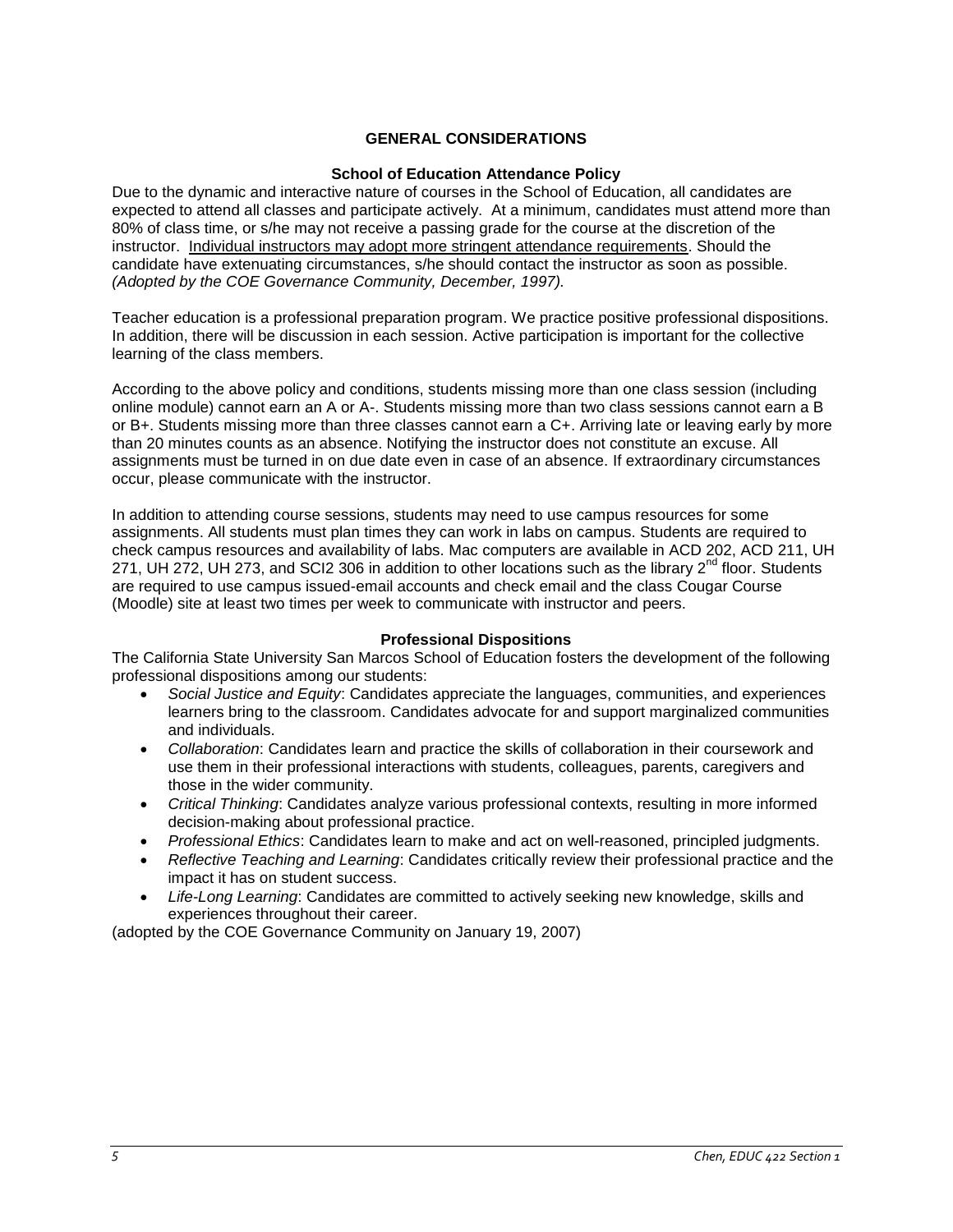## GENERAL CONSIDERATIONS

### School of Education Attendance Policy

Due to the dynamic and interactive nature of courses in the School of Education, all candidates are expected to attend all classes and participate actively. At a minimum, candidates must attend more than 80% of class time, or s/he may not receive a passing grade for the course at the discretion of the instructor. Individual instructors may adopt more stringent attendance requirements. Should the candidate have extenuating circumstances, s/he should contact the instructor as soon as possible. *(Adopted by the COE Governance Community, December, 1997).*

Teacher education is a professional preparation program. We practice positive professional dispositions. In addition, there will be discussion in each session. Active participation is important for the collective learning of the class members.

According to the above policy and conditions, students missing more than one class session (including online module) cannot earn an A or A-. Students missing more than two class sessions cannot earn a B or B+. Students missing more than three classes cannot earn a C+. Arriving late or leaving early by more than 20 minutes counts as an absence. Notifying the instructor does not constitute an excuse. All assignments must be turned in on due date even in case of an absence. If extraordinary circumstances occur, please communicate with the instructor.

In addition to attending course sessions, students may need to use campus resources for some assignments. All students must plan times they can work in labs on campus. Students are required to check campus resources and availability of labs. Mac computers are available in ACD 202, ACD 211, UH 271, UH 272, UH 273, and SCI2 306 in addition to other locations such as the library 2nd floor. Students are required to use campus issued-email accounts and check email and the class Cougar Course (Moodle) site at least two times per week to communicate with instructor and peers.

### Professional Dispositions

The California State University San Marcos School of Education fosters the development of the following professional dispositions among our students:

- *Social Justice and Equity*: Candidates appreciate the languages, communities, and experiences learners bring to the classroom. Candidates advocate for and support marginalized communities and individuals.
- *Collaboration*: Candidates learn and practice the skills of collaboration in their coursework and use them in their professional interactions with students, colleagues, parents, caregivers and those in the wider community.
- *Critical Thinking*: Candidates analyze various professional contexts, resulting in more informed decision-making about professional practice.
- *Professional Ethics*: Candidates learn to make and act on well-reasoned, principled judgments.
- *Reflective Teaching and Learning*: Candidates critically review their professional practice and the impact it has on student success.
- *Life-Long Learning*: Candidates are committed to actively seeking new knowledge, skills and experiences throughout their career.

(adopted by the COE Governance Community on January 19, 2007)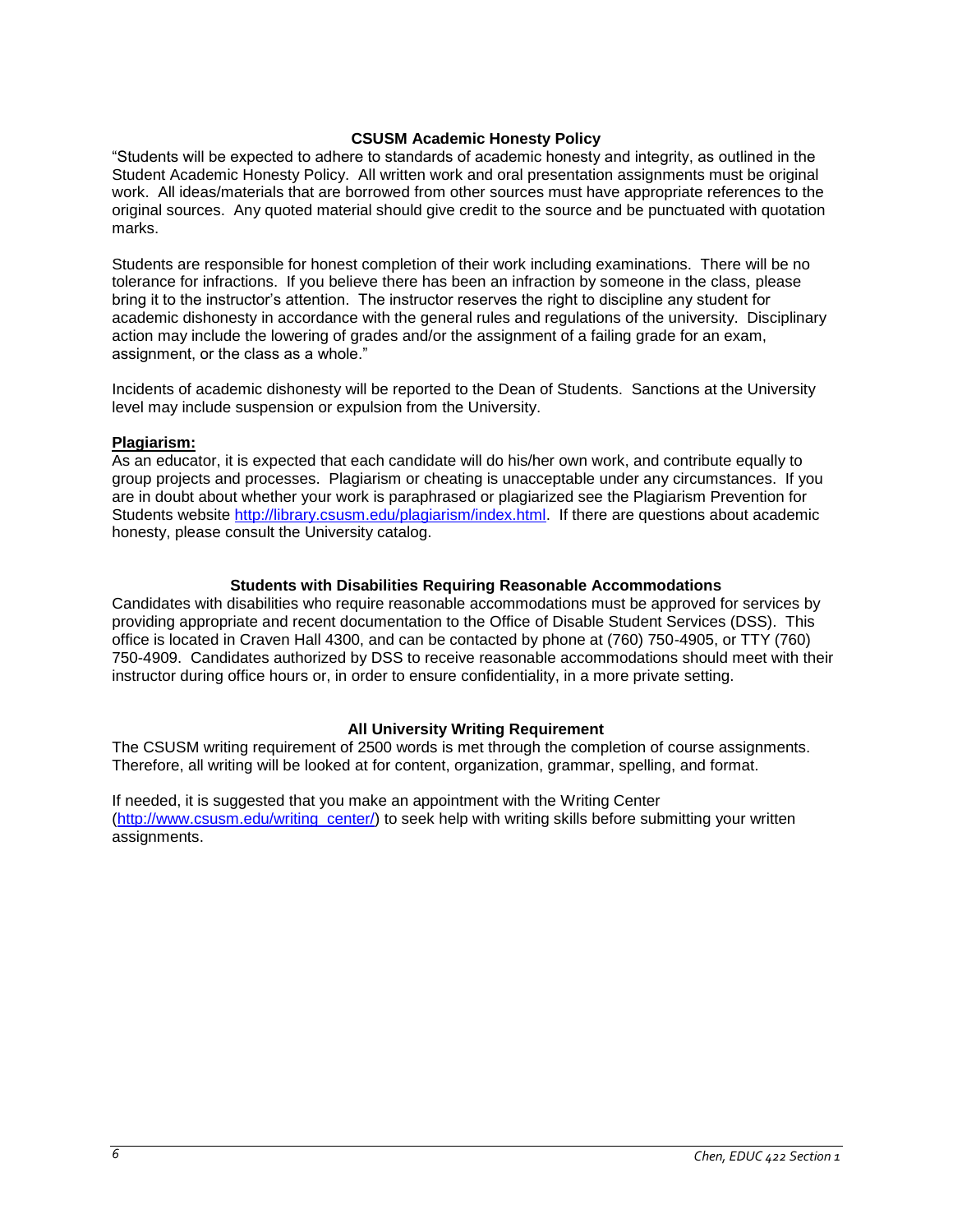### CSUSM Academic Honesty Policy

"Students will be expected to adhere to standards of academic honesty and integrity, as outlined in the Student Academic Honesty Policy. All written work and oral presentation assignments must be original work. All ideas/materials that are borrowed from other sources must have appropriate references to the original sources. Any quoted material should give credit to the source and be punctuated with quotation marks.

Students are responsible for honest completion of their work including examinations. There will be no tolerance for infractions. If you believe there has been an infraction by someone in the class, please bring it to the instructor's attention. The instructor reserves the right to discipline any student for academic dishonesty in accordance with the general rules and regulations of the university. Disciplinary action may include the lowering of grades and/or the assignment of a failing grade for an exam, assignment, or the class as a whole."

Incidents of academic dishonesty will be reported to the Dean of Students. Sanctions at the University level may include suspension or expulsion from the University.

**Plagiarism:**

As an educator, it is expected that each candidate will do his/her own work, and contribute equally to group projects and processes. Plagiarism or cheating is unacceptable under any circumstances. If you are in doubt about whether your work is paraphrased or plagiarized see the Plagiarism Prevention for Students website http://library.csusm.edu/plagiarism/index.html. If there are questions about academic honesty, please consult the University catalog.

### Students with Disabilities Requiring Reasonable Accommodations

Candidates with disabilities who require reasonable accommodations must be approved for services by providing appropriate and recent documentation to the Office of Disable Student Services (DSS). This office is located in Craven Hall 4300, and can be contacted by phone at (760) 750-4905, or TTY (760) 750-4909. Candidates authorized by DSS to receive reasonable accommodations should meet with their instructor during office hours or, in order to ensure confidentiality, in a more private setting.

### All University Writing Requirement

The CSUSM writing requirement of 2500 words is met through the completion of course assignments. Therefore, all writing will be looked at for content, organization, grammar, spelling, and format.

If needed, it is suggested that you make an appointment with the Writing Center (http://www.csusm.edu/writing_center/) to seek help with writing skills before submitting your written assignments.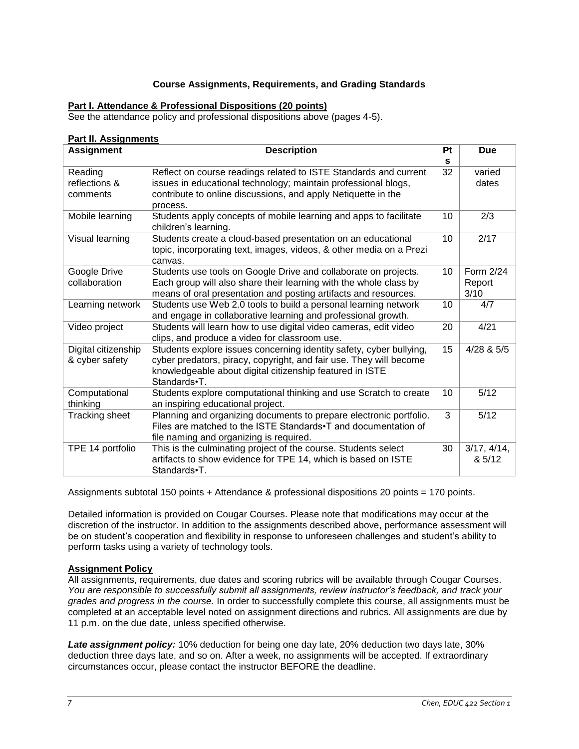### Course Assignments, Requirements, and Grading Standards

**Part I. Attendance & Professional Dispositions (20 points)**

See the attendance policy and professional dispositions above (pages 4-5).

**Part II. Assignments**

| Assignment | Description | Pts | Due |
|---|---|---|---|
| Reading reflections & comments | Reflect on course readings related to ISTE Standards and current issues in educational technology; maintain professional blogs, contribute to online discussions, and apply Netiquette in the process. | 32 | varied dates |
| Mobile learning | Students apply concepts of mobile learning and apps to facilitate children's learning. | 10 | 2/3 |
| Visual learning | Students create a cloud-based presentation on an educational topic, incorporating text, images, videos, & other media on a Prezi canvas. | 10 | 2/17 |
| Google Drive collaboration | Students use tools on Google Drive and collaborate on projects. Each group will also share their learning with the whole class by means of oral presentation and posting artifacts and resources. | 10 | Form 2/24 Report 3/10 |
| Learning network | Students use Web 2.0 tools to build a personal learning network and engage in collaborative learning and professional growth. | 10 | 4/7 |
| Video project | Students will learn how to use digital video cameras, edit video clips, and produce a video for classroom use. | 20 | 4/21 |
| Digital citizenship & cyber safety | Students explore issues concerning identity safety, cyber bullying, cyber predators, piracy, copyright, and fair use. They will become knowledgeable about digital citizenship featured in ISTE Standards•T. | 15 | 4/28 & 5/5 |
| Computational thinking | Students explore computational thinking and use Scratch to create an inspiring educational project. | 10 | 5/12 |
| Tracking sheet | Planning and organizing documents to prepare electronic portfolio. Files are matched to the ISTE Standards•T and documentation of file naming and organizing is required. | 3 | 5/12 |
| TPE 14 portfolio | This is the culminating project of the course. Students select artifacts to show evidence for TPE 14, which is based on ISTE Standards•T. | 30 | 3/17, 4/14, & 5/12 |

Assignments subtotal 150 points + Attendance & professional dispositions 20 points = 170 points.

Detailed information is provided on Cougar Courses. Please note that modifications may occur at the discretion of the instructor. In addition to the assignments described above, performance assessment will be on student's cooperation and flexibility in response to unforeseen challenges and student's ability to perform tasks using a variety of technology tools.

**Assignment Policy**

All assignments, requirements, due dates and scoring rubrics will be available through Cougar Courses. *You are responsible to successfully submit all assignments, review instructor's feedback, and track your grades and progress in the course.* In order to successfully complete this course, all assignments must be completed at an acceptable level noted on assignment directions and rubrics. All assignments are due by 11 p.m. on the due date, unless specified otherwise.

***Late assignment policy:*** 10% deduction for being one day late, 20% deduction two days late, 30% deduction three days late, and so on. After a week, no assignments will be accepted. If extraordinary circumstances occur, please contact the instructor BEFORE the deadline.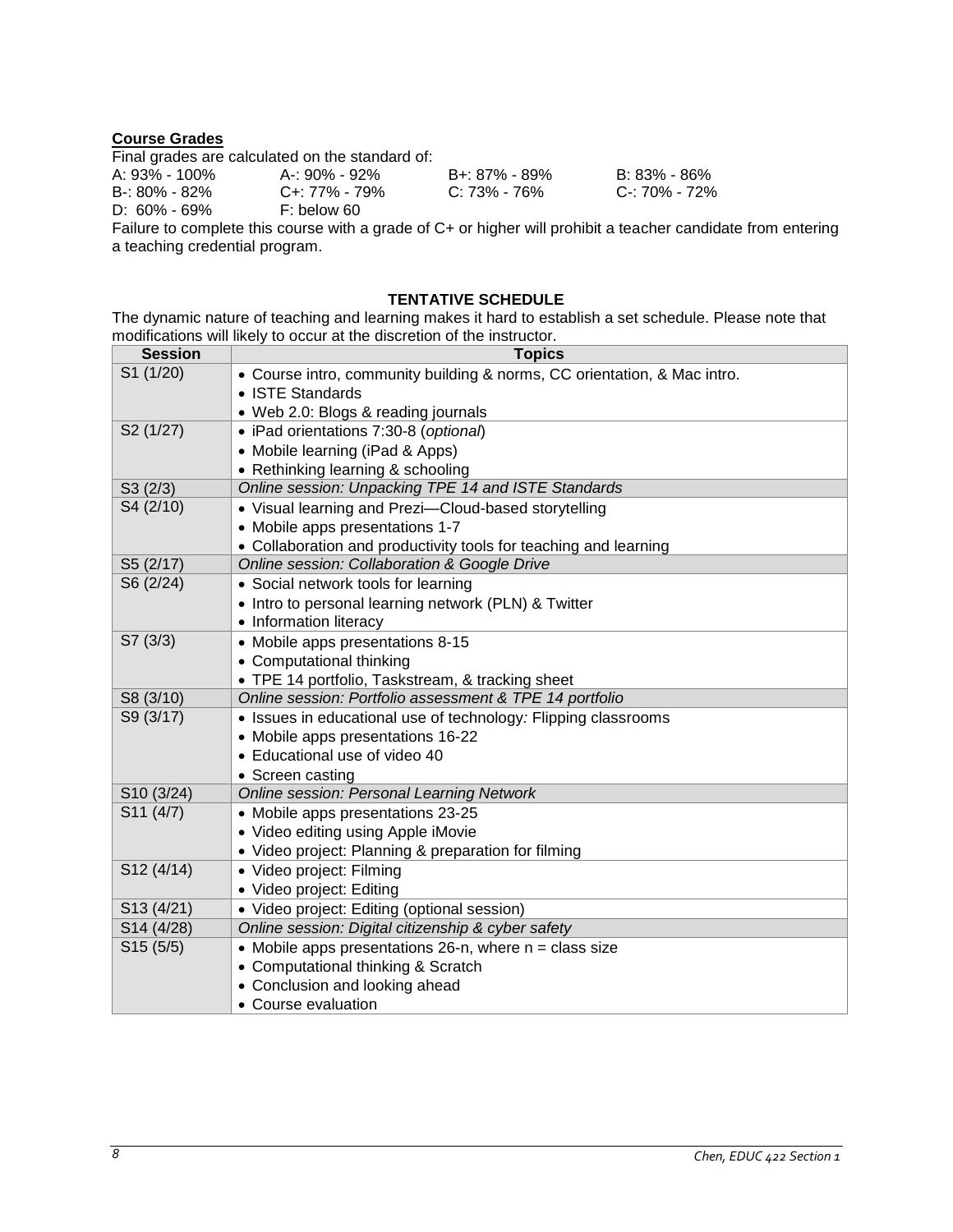**Course Grades**

Final grades are calculated on the standard of:

| | | | |
|---|---|---|---|
| A: 93% - 100% | A-: 90% - 92% | B+: 87% - 89% | B: 83% - 86% |
| B-: 80% - 82% | C+: 77% - 79% | C: 73% - 76% | C-: 70% - 72% |
| D: 60% - 69% | F: below 60 | | |

Failure to complete this course with a grade of C+ or higher will prohibit a teacher candidate from entering a teaching credential program.

## TENTATIVE SCHEDULE

The dynamic nature of teaching and learning makes it hard to establish a set schedule. Please note that modifications will likely to occur at the discretion of the instructor.

| Session | Topics |
|---|---|
| S1 (1/20) | • Course intro, community building & norms, CC orientation, & Mac intro.<br>• ISTE Standards<br>• Web 2.0: Blogs & reading journals |
| S2 (1/27) | • iPad orientations 7:30-8 (*optional*)<br>• Mobile learning (iPad & Apps)<br>• Rethinking learning & schooling |
| S3 (2/3) | *Online session: Unpacking TPE 14 and ISTE Standards* |
| S4 (2/10) | • Visual learning and Prezi—Cloud-based storytelling<br>• Mobile apps presentations 1-7<br>• Collaboration and productivity tools for teaching and learning |
| S5 (2/17) | *Online session: Collaboration & Google Drive* |
| S6 (2/24) | • Social network tools for learning<br>• Intro to personal learning network (PLN) & Twitter<br>• Information literacy |
| S7 (3/3) | • Mobile apps presentations 8-15<br>• Computational thinking<br>• TPE 14 portfolio, Taskstream, & tracking sheet |
| S8 (3/10) | *Online session: Portfolio assessment & TPE 14 portfolio* |
| S9 (3/17) | • Issues in educational use of technology*:* Flipping classrooms<br>• Mobile apps presentations 16-22<br>• Educational use of video 40<br>• Screen casting |
| S10 (3/24) | *Online session: Personal Learning Network* |
| S11 (4/7) | • Mobile apps presentations 23-25<br>• Video editing using Apple iMovie<br>• Video project: Planning & preparation for filming |
| S12 (4/14) | • Video project: Filming<br>• Video project: Editing |
| S13 (4/21) | • Video project: Editing (optional session) |
| S14 (4/28) | *Online session: Digital citizenship & cyber safety* |
| S15 (5/5) | • Mobile apps presentations 26-n, where n = class size<br>• Computational thinking & Scratch<br>• Conclusion and looking ahead<br>• Course evaluation |